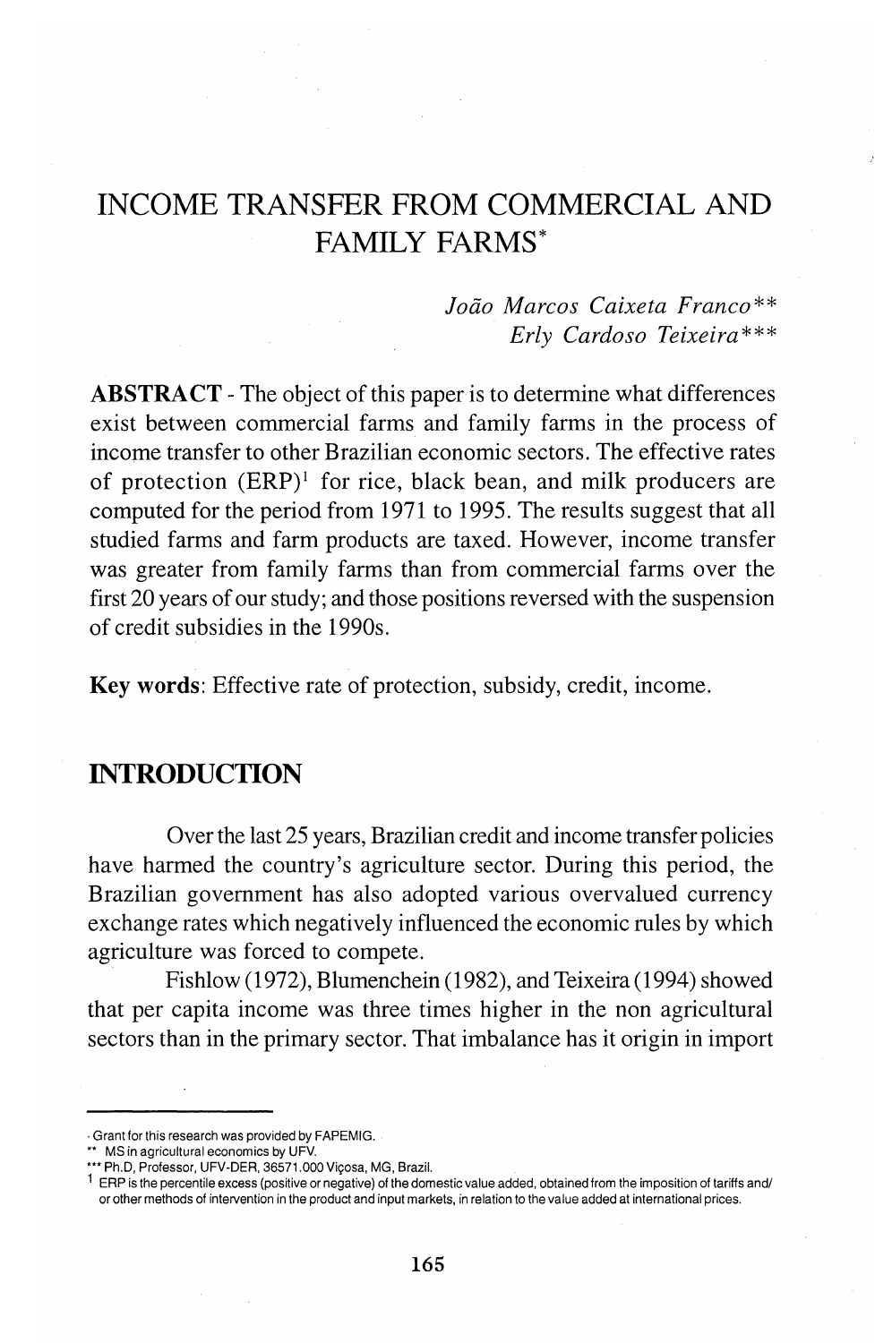# INCOME TRANSFER FROM COMMERCIAL AND FAMILY FARMS*

*João Marcos Caixeta Franco***
*Erly Cardoso Teixeira****

**ABSTRACT** - The object of this paper is to determine what differences exist between commercial farms and family farms in the process of income transfer to other Brazilian economic sectors. The effective rates of protection (ERP)[1] for rice, black bean, and milk producers are computed for the period from 1971 to 1995. The results suggest that all studied farms and farm products are taxed. However, income transfer was greater from family farms than from commercial farms over the first 20 years of our study; and those positions reversed with the suspension of credit subsidies in the 1990s.

**Key words**: Effective rate of protection, subsidy, credit, income.

## INTRODUCTION

Over the last 25 years, Brazilian credit and income transfer policies have harmed the country's agriculture sector. During this period, the Brazilian government has also adopted various overvalued currency exchange rates which negatively influenced the economic rules by which agriculture was forced to compete.

Fishlow (1972), Blumenchein (1982), and Teixeira (1994) showed that per capita income was three times higher in the non agricultural sectors than in the primary sector. That imbalance has it origin in import

---

* Grant for this research was provided by FAPEMIG.

** MS in agricultural economics by UFV.

*** Ph.D, Professor, UFV-DER, 36571.000 Viçosa, MG, Brazil.

[1] ERP is the percentile excess (positive or negative) of the domestic value added, obtained from the imposition of tariffs and/ or other methods of intervention in the product and input markets, in relation to the value added at international prices.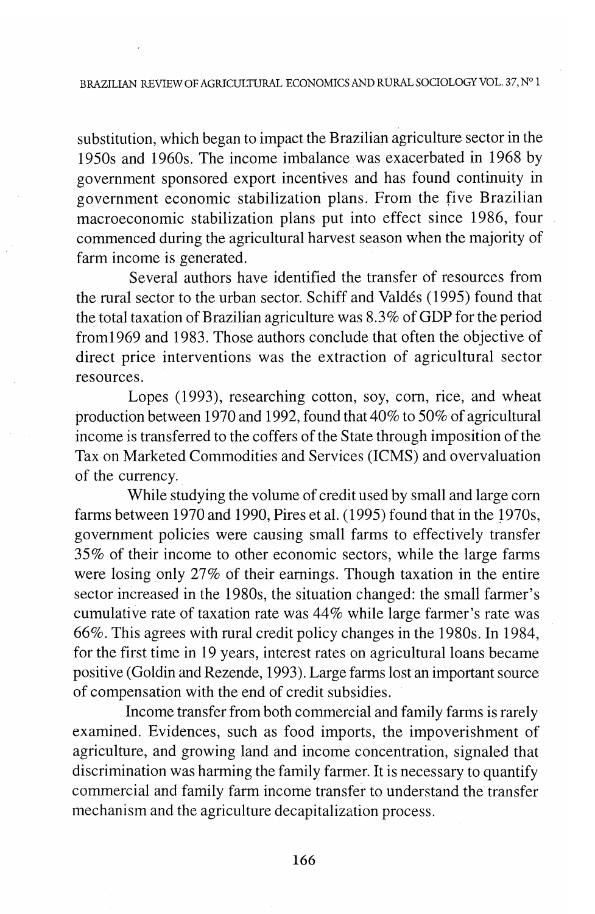substitution, which began to impact the Brazilian agriculture sector in the 1950s and 1960s. The income imbalance was exacerbated in 1968 by government sponsored export incentives and has found continuity in government economic stabilization plans. From the five Brazilian macroeconomic stabilization plans put into effect since 1986, four commenced during the agricultural harvest season when the majority of farm income is generated.

Several authors have identified the transfer of resources from the rural sector to the urban sector. Schiff and Valdés (1995) found that the total taxation of Brazilian agriculture was 8.3% of GDP for the period from1969 and 1983. Those authors conclude that often the objective of direct price interventions was the extraction of agricultural sector resources.

Lopes (1993), researching cotton, soy, corn, rice, and wheat production between 1970 and 1992, found that 40% to 50% of agricultural income is transferred to the coffers of the State through imposition of the Tax on Marketed Commodities and Services (ICMS) and overvaluation of the currency.

While studying the volume of credit used by small and large corn farms between 1970 and 1990, Pires et al. (1995) found that in the 1970s, government policies were causing small farms to effectively transfer 35% of their income to other economic sectors, while the large farms were losing only 27% of their earnings. Though taxation in the entire sector increased in the 1980s, the situation changed: the small farmer's cumulative rate of taxation rate was 44% while large farmer's rate was 66%. This agrees with rural credit policy changes in the 1980s. In 1984, for the first time in 19 years, interest rates on agricultural loans became positive (Goldin and Rezende, 1993). Large farms lost an important source of compensation with the end of credit subsidies.

Income transfer from both commercial and family farms is rarely examined. Evidences, such as food imports, the impoverishment of agriculture, and growing land and income concentration, signaled that discrimination was harming the family farmer. It is necessary to quantify commercial and family farm income transfer to understand the transfer mechanism and the agriculture decapitalization process.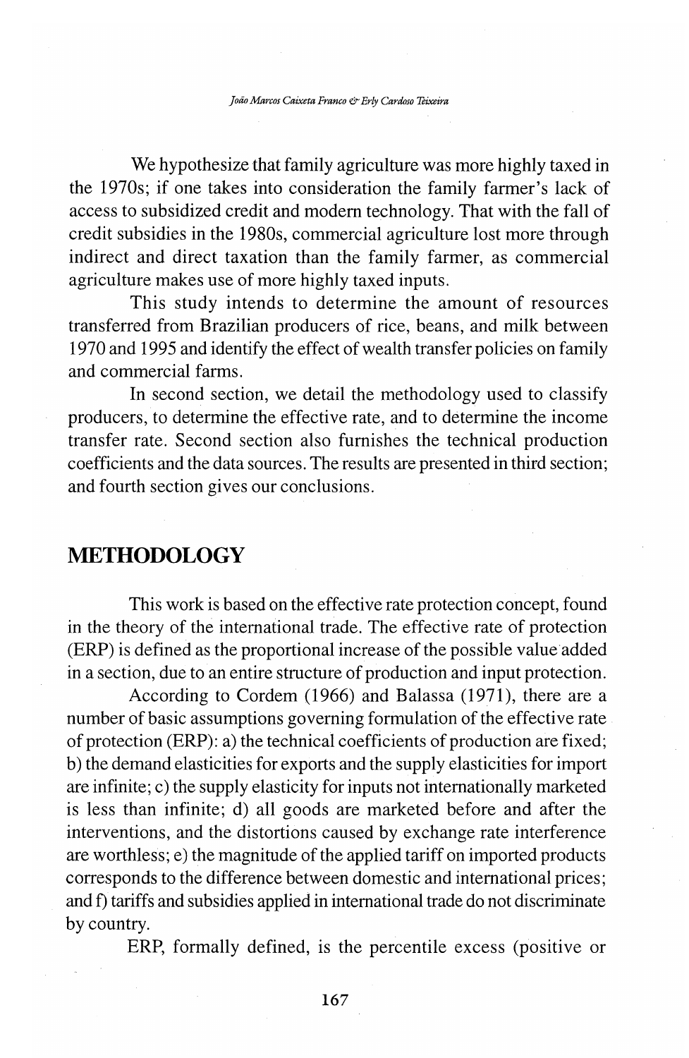We hypothesize that family agriculture was more highly taxed in the 1970s; if one takes into consideration the family farmer's lack of access to subsidized credit and modern technology. That with the fall of credit subsidies in the 1980s, commercial agriculture lost more through indirect and direct taxation than the family farmer, as commercial agriculture makes use of more highly taxed inputs.

This study intends to determine the amount of resources transferred from Brazilian producers of rice, beans, and milk between 1970 and 1995 and identify the effect of wealth transfer policies on family and commercial farms.

In second section, we detail the methodology used to classify producers, to determine the effective rate, and to determine the income transfer rate. Second section also furnishes the technical production coefficients and the data sources. The results are presented in third section; and fourth section gives our conclusions.

## METHODOLOGY

This work is based on the effective rate protection concept, found in the theory of the international trade. The effective rate of protection (ERP) is defined as the proportional increase of the possible value added in a section, due to an entire structure of production and input protection.

According to Cordem (1966) and Balassa (1971), there are a number of basic assumptions governing formulation of the effective rate of protection (ERP): a) the technical coefficients of production are fixed; b) the demand elasticities for exports and the supply elasticities for import are infinite; c) the supply elasticity for inputs not internationally marketed is less than infinite; d) all goods are marketed before and after the interventions, and the distortions caused by exchange rate interference are worthless; e) the magnitude of the applied tariff on imported products corresponds to the difference between domestic and international prices; and f) tariffs and subsidies applied in international trade do not discriminate by country.

ERP, formally defined, is the percentile excess (positive or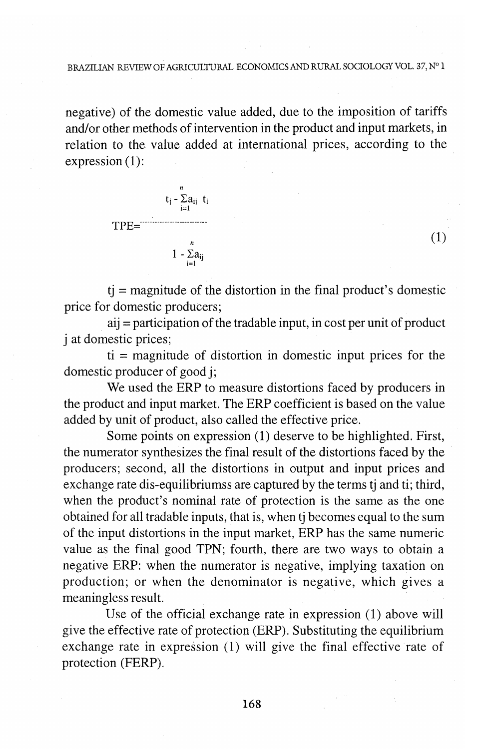negative) of the domestic value added, due to the imposition of tariffs and/or other methods of intervention in the product and input markets, in relation to the value added at international prices, according to the expression (1):

$$TPE = \frac{t_j - \sum_{i=1}^{n} a_{ij} \; t_i}{1 - \sum_{i=1}^{n} a_{ij}} \tag{1}$$

tj = magnitude of the distortion in the final product's domestic price for domestic producers;

aij = participation of the tradable input, in cost per unit of product j at domestic prices;

ti = magnitude of distortion in domestic input prices for the domestic producer of good j;

We used the ERP to measure distortions faced by producers in the product and input market. The ERP coefficient is based on the value added by unit of product, also called the effective price.

Some points on expression (1) deserve to be highlighted. First, the numerator synthesizes the final result of the distortions faced by the producers; second, all the distortions in output and input prices and exchange rate dis-equilibriumss are captured by the terms tj and ti; third, when the product's nominal rate of protection is the same as the one obtained for all tradable inputs, that is, when tj becomes equal to the sum of the input distortions in the input market, ERP has the same numeric value as the final good TPN; fourth, there are two ways to obtain a negative ERP: when the numerator is negative, implying taxation on production; or when the denominator is negative, which gives a meaningless result.

Use of the official exchange rate in expression (1) above will give the effective rate of protection (ERP). Substituting the equilibrium exchange rate in expression (1) will give the final effective rate of protection (FERP).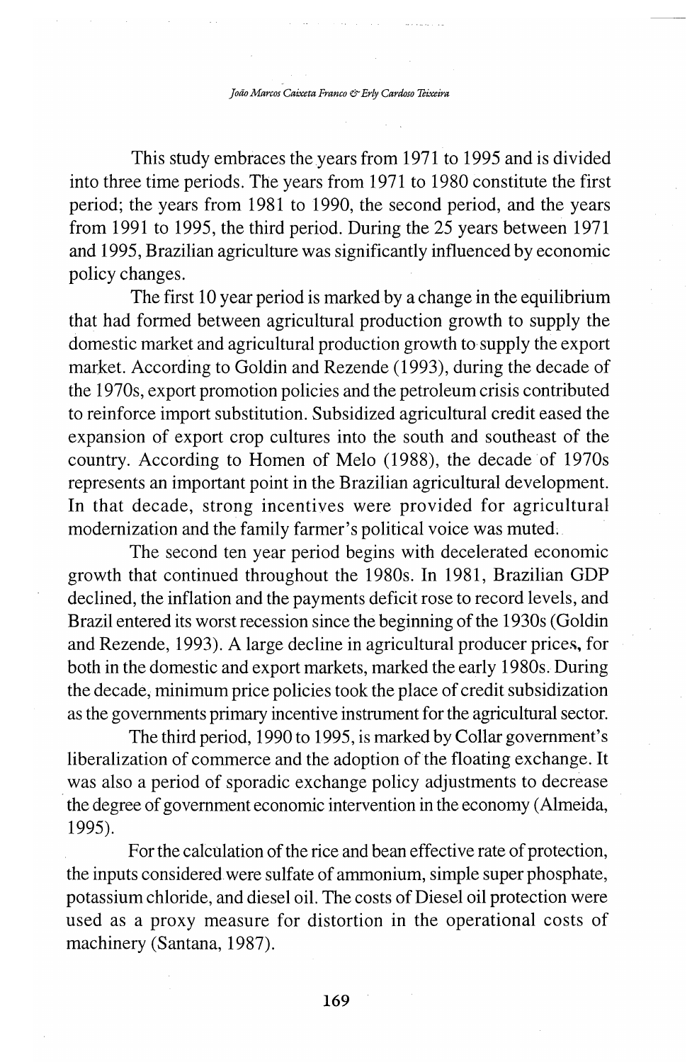This study embraces the years from 1971 to 1995 and is divided into three time periods. The years from 1971 to 1980 constitute the first period; the years from 1981 to 1990, the second period, and the years from 1991 to 1995, the third period. During the 25 years between 1971 and 1995, Brazilian agriculture was significantly influenced by economic policy changes.

The first 10 year period is marked by a change in the equilibrium that had formed between agricultural production growth to supply the domestic market and agricultural production growth to supply the export market. According to Goldin and Rezende (1993), during the decade of the 1970s, export promotion policies and the petroleum crisis contributed to reinforce import substitution. Subsidized agricultural credit eased the expansion of export crop cultures into the south and southeast of the country. According to Homen of Melo (1988), the decade of 1970s represents an important point in the Brazilian agricultural development. In that decade, strong incentives were provided for agricultural modernization and the family farmer's political voice was muted.

The second ten year period begins with decelerated economic growth that continued throughout the 1980s. In 1981, Brazilian GDP declined, the inflation and the payments deficit rose to record levels, and Brazil entered its worst recession since the beginning of the 1930s (Goldin and Rezende, 1993). A large decline in agricultural producer prices, for both in the domestic and export markets, marked the early 1980s. During the decade, minimum price policies took the place of credit subsidization as the governments primary incentive instrument for the agricultural sector.

The third period, 1990 to 1995, is marked by Collar government's liberalization of commerce and the adoption of the floating exchange. It was also a period of sporadic exchange policy adjustments to decrease the degree of government economic intervention in the economy (Almeida, 1995).

For the calculation of the rice and bean effective rate of protection, the inputs considered were sulfate of ammonium, simple super phosphate, potassium chloride, and diesel oil. The costs of Diesel oil protection were used as a proxy measure for distortion in the operational costs of machinery (Santana, 1987).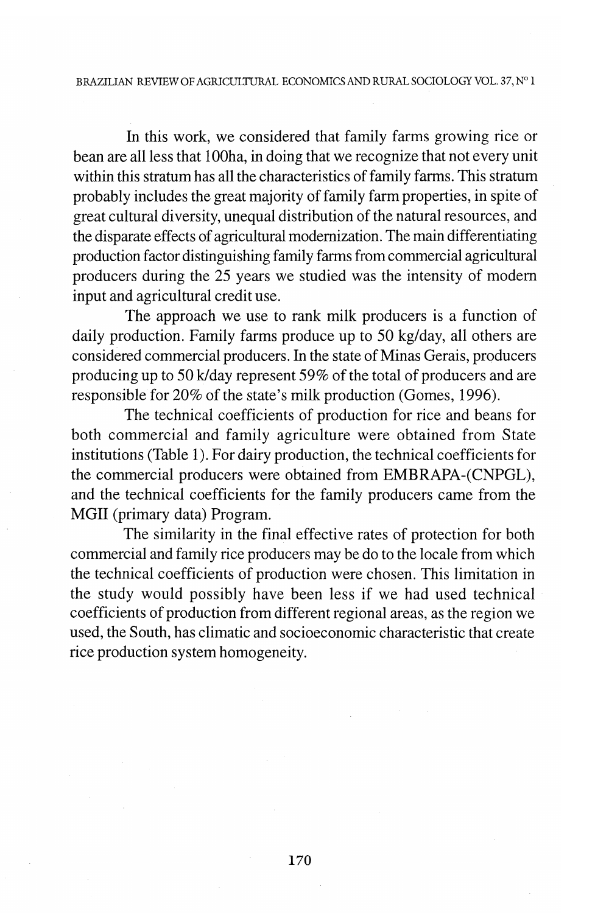In this work, we considered that family farms growing rice or bean are all less that 100ha, in doing that we recognize that not every unit within this stratum has all the characteristics of family farms. This stratum probably includes the great majority of family farm properties, in spite of great cultural diversity, unequal distribution of the natural resources, and the disparate effects of agricultural modernization. The main differentiating production factor distinguishing family farms from commercial agricultural producers during the 25 years we studied was the intensity of modern input and agricultural credit use.

The approach we use to rank milk producers is a function of daily production. Family farms produce up to 50 kg/day, all others are considered commercial producers. In the state of Minas Gerais, producers producing up to 50 k/day represent 59% of the total of producers and are responsible for 20% of the state's milk production (Gomes, 1996).

The technical coefficients of production for rice and beans for both commercial and family agriculture were obtained from State institutions (Table 1). For dairy production, the technical coefficients for the commercial producers were obtained from EMBRAPA-(CNPGL), and the technical coefficients for the family producers came from the MGII (primary data) Program.

The similarity in the final effective rates of protection for both commercial and family rice producers may be do to the locale from which the technical coefficients of production were chosen. This limitation in the study would possibly have been less if we had used technical coefficients of production from different regional areas, as the region we used, the South, has climatic and socioeconomic characteristic that create rice production system homogeneity.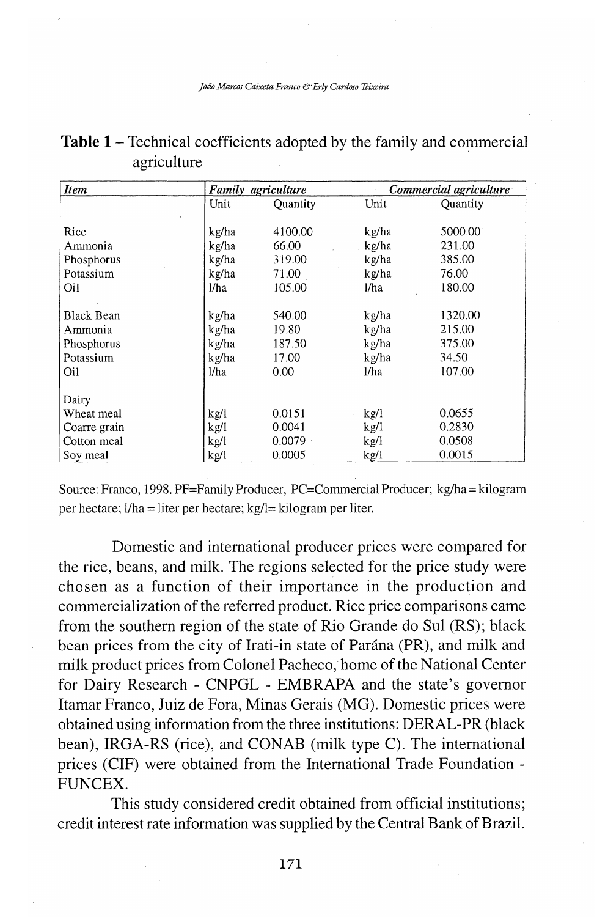**Table 1** – Technical coefficients adopted by the family and commercial agriculture

| *Item* | *Family agriculture* | | *Commercial agriculture* | |
|---|---|---|---|---|
| | Unit | Quantity | Unit | Quantity |
| Rice | kg/ha | 4100.00 | kg/ha | 5000.00 |
| Ammonia | kg/ha | 66.00 | kg/ha | 231.00 |
| Phosphorus | kg/ha | 319.00 | kg/ha | 385.00 |
| Potassium | kg/ha | 71.00 | kg/ha | 76.00 |
| Oil | l/ha | 105.00 | l/ha | 180.00 |
| Black Bean | kg/ha | 540.00 | kg/ha | 1320.00 |
| Ammonia | kg/ha | 19.80 | kg/ha | 215.00 |
| Phosphorus | kg/ha | 187.50 | kg/ha | 375.00 |
| Potassium | kg/ha | 17.00 | kg/ha | 34.50 |
| Oil | l/ha | 0.00 | l/ha | 107.00 |
| Dairy | | | | |
| Wheat meal | kg/l | 0.0151 | kg/l | 0.0655 |
| Coarre grain | kg/l | 0.0041 | kg/l | 0.2830 |
| Cotton meal | kg/l | 0.0079 | kg/l | 0.0508 |
| Soy meal | kg/l | 0.0005 | kg/l | 0.0015 |

Source: Franco, 1998. PF=Family Producer, PC=Commercial Producer; kg/ha = kilogram per hectare; l/ha = liter per hectare; kg/l= kilogram per liter.

Domestic and international producer prices were compared for the rice, beans, and milk. The regions selected for the price study were chosen as a function of their importance in the production and commercialization of the referred product. Rice price comparisons came from the southern region of the state of Rio Grande do Sul (RS); black bean prices from the city of Irati-in state of Parána (PR), and milk and milk product prices from Colonel Pacheco, home of the National Center for Dairy Research - CNPGL - EMBRAPA and the state's governor Itamar Franco, Juiz de Fora, Minas Gerais (MG). Domestic prices were obtained using information from the three institutions: DERAL-PR (black bean), IRGA-RS (rice), and CONAB (milk type C). The international prices (CIF) were obtained from the International Trade Foundation - FUNCEX.

This study considered credit obtained from official institutions; credit interest rate information was supplied by the Central Bank of Brazil.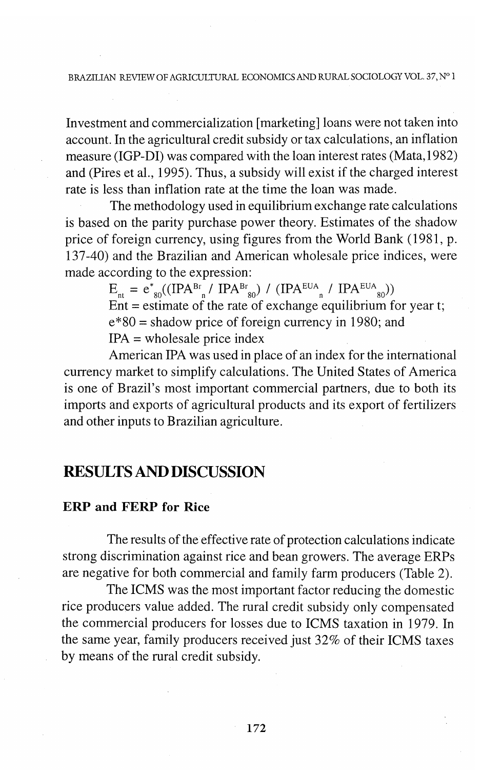Investment and commercialization [marketing] loans were not taken into account. In the agricultural credit subsidy or tax calculations, an inflation measure (IGP-DI) was compared with the loan interest rates (Mata,1982) and (Pires et al., 1995). Thus, a subsidy will exist if the charged interest rate is less than inflation rate at the time the loan was made.

The methodology used in equilibrium exchange rate calculations is based on the parity purchase power theory. Estimates of the shadow price of foreign currency, using figures from the World Bank (1981, p. 137-40) and the Brazilian and American wholesale price indices, were made according to the expression:

$$E_{nt} = e^*_{80}((IPA^{Br}_{n} / IPA^{Br}_{80}) / (IPA^{EUA}_{n} / IPA^{EUA}_{80}))$$

Ent = estimate of the rate of exchange equilibrium for year t;

e*80 = shadow price of foreign currency in 1980; and

IPA = wholesale price index

American IPA was used in place of an index for the international currency market to simplify calculations. The United States of America is one of Brazil's most important commercial partners, due to both its imports and exports of agricultural products and its export of fertilizers and other inputs to Brazilian agriculture.

## RESULTS AND DISCUSSION

### ERP and FERP for Rice

The results of the effective rate of protection calculations indicate strong discrimination against rice and bean growers. The average ERPs are negative for both commercial and family farm producers (Table 2).

The ICMS was the most important factor reducing the domestic rice producers value added. The rural credit subsidy only compensated the commercial producers for losses due to ICMS taxation in 1979. In the same year, family producers received just 32% of their ICMS taxes by means of the rural credit subsidy.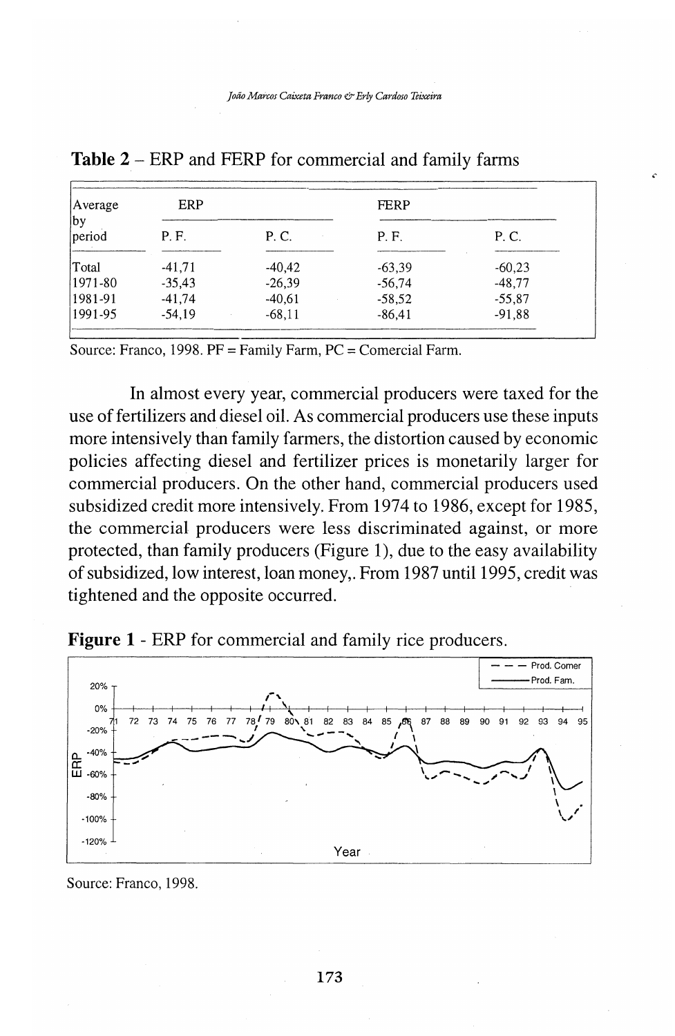**Table 2** – ERP and FERP for commercial and family farms

| Average by period | ERP | | FERP | |
|---|---|---|---|---|
| | P. F. | P. C. | P. F. | P. C. |
| Total | -41,71 | -40,42 | -63,39 | -60,23 |
| 1971-80 | -35,43 | -26,39 | -56,74 | -48,77 |
| 1981-91 | -41,74 | -40,61 | -58,52 | -55,87 |
| 1991-95 | -54,19 | -68,11 | -86,41 | -91,88 |

Source: Franco, 1998. PF = Family Farm, PC = Comercial Farm.

In almost every year, commercial producers were taxed for the use of fertilizers and diesel oil. As commercial producers use these inputs more intensively than family farmers, the distortion caused by economic policies affecting diesel and fertilizer prices is monetarily larger for commercial producers. On the other hand, commercial producers used subsidized credit more intensively. From 1974 to 1986, except for 1985, the commercial producers were less discriminated against, or more protected, than family producers (Figure 1), due to the easy availability of subsidized, low interest, loan money,. From 1987 until 1995, credit was tightened and the opposite occurred.

**Figure 1** - ERP for commercial and family rice producers.

Source: Franco, 1998.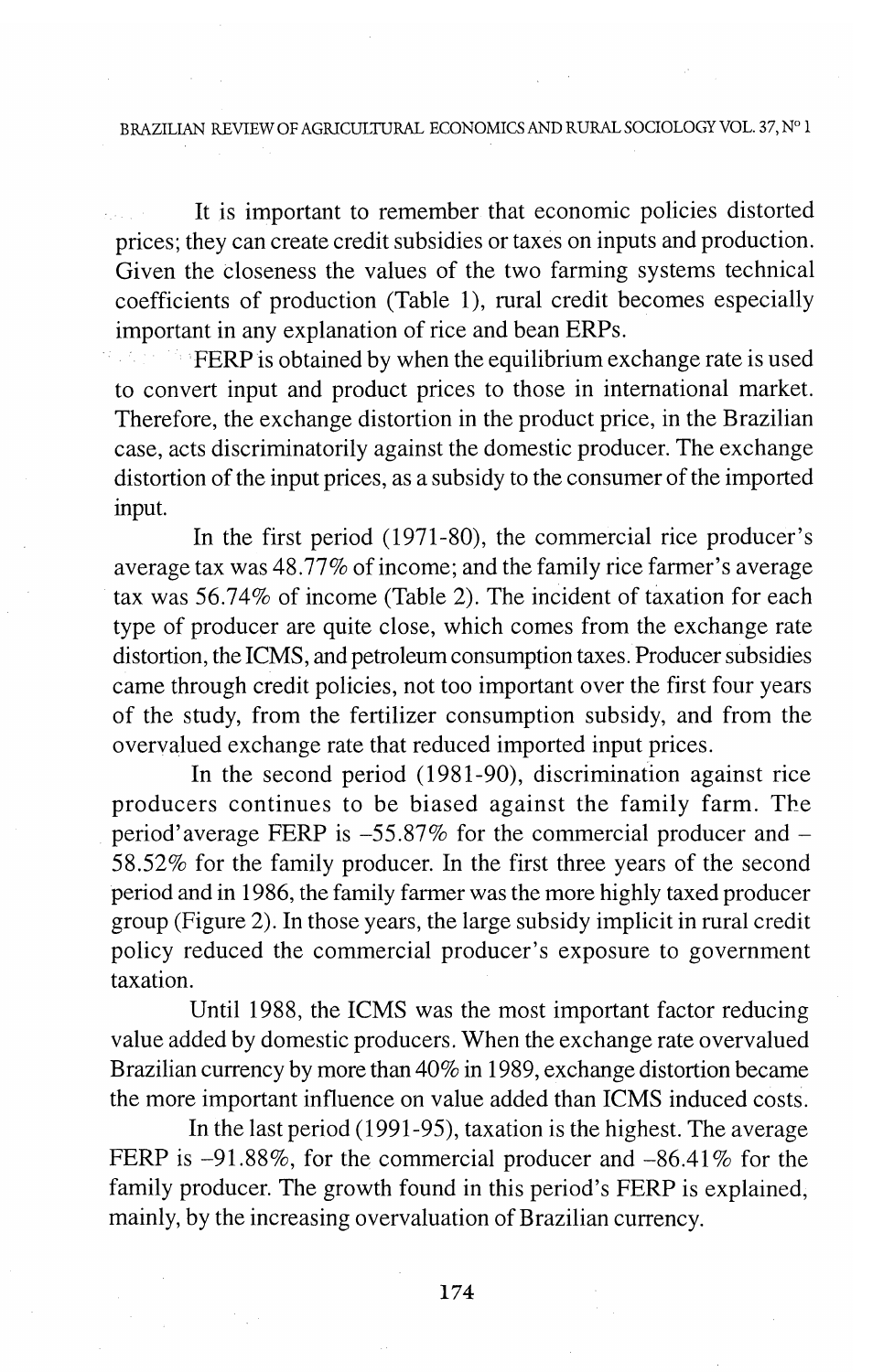It is important to remember that economic policies distorted prices; they can create credit subsidies or taxes on inputs and production. Given the closeness the values of the two farming systems technical coefficients of production (Table 1), rural credit becomes especially important in any explanation of rice and bean ERPs.

FERP is obtained by when the equilibrium exchange rate is used to convert input and product prices to those in international market. Therefore, the exchange distortion in the product price, in the Brazilian case, acts discriminatorily against the domestic producer. The exchange distortion of the input prices, as a subsidy to the consumer of the imported input.

In the first period (1971-80), the commercial rice producer's average tax was 48.77% of income; and the family rice farmer's average tax was 56.74% of income (Table 2). The incident of taxation for each type of producer are quite close, which comes from the exchange rate distortion, the ICMS, and petroleum consumption taxes. Producer subsidies came through credit policies, not too important over the first four years of the study, from the fertilizer consumption subsidy, and from the overvalued exchange rate that reduced imported input prices.

In the second period (1981-90), discrimination against rice producers continues to be biased against the family farm. The period'average FERP is –55.87% for the commercial producer and –58.52% for the family producer. In the first three years of the second period and in 1986, the family farmer was the more highly taxed producer group (Figure 2). In those years, the large subsidy implicit in rural credit policy reduced the commercial producer's exposure to government taxation.

Until 1988, the ICMS was the most important factor reducing value added by domestic producers. When the exchange rate overvalued Brazilian currency by more than 40% in 1989, exchange distortion became the more important influence on value added than ICMS induced costs.

In the last period (1991-95), taxation is the highest. The average FERP is –91.88%, for the commercial producer and –86.41% for the family producer. The growth found in this period's FERP is explained, mainly, by the increasing overvaluation of Brazilian currency.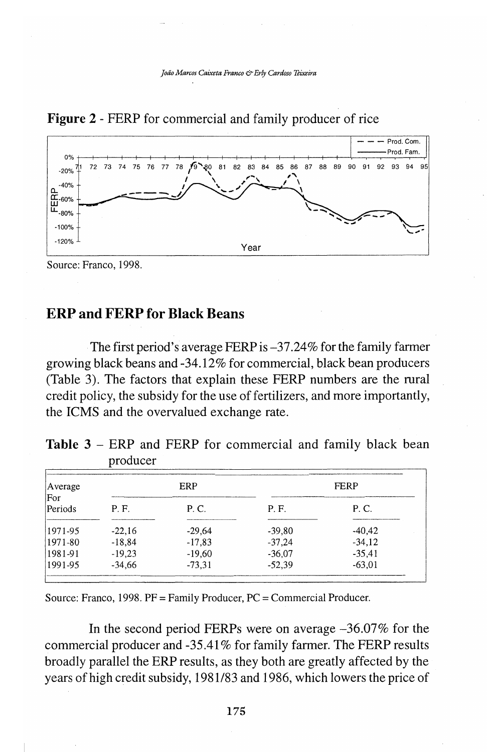**Figure 2** - FERP for commercial and family producer of rice

Source: Franco, 1998.

## ERP and FERP for Black Beans

The first period's average FERP is –37.24% for the family farmer growing black beans and -34.12% for commercial, black bean producers (Table 3). The factors that explain these FERP numbers are the rural credit policy, the subsidy for the use of fertilizers, and more importantly, the ICMS and the overvalued exchange rate.

**Table 3** – ERP and FERP for commercial and family black bean producer

| Average For Periods | ERP | | FERP | |
|---|---|---|---|---|
| | P. F. | P. C. | P. F. | P. C. |
| 1971-95 | -22,16 | -29,64 | -39,80 | -40,42 |
| 1971-80 | -18,84 | -17,83 | -37,24 | -34,12 |
| 1981-91 | -19,23 | -19,60 | -36,07 | -35,41 |
| 1991-95 | -34,66 | -73,31 | -52,39 | -63,01 |

Source: Franco, 1998. PF = Family Producer, PC = Commercial Producer.

In the second period FERPs were on average –36.07% for the commercial producer and -35.41% for family farmer. The FERP results broadly parallel the ERP results, as they both are greatly affected by the years of high credit subsidy, 1981/83 and 1986, which lowers the price of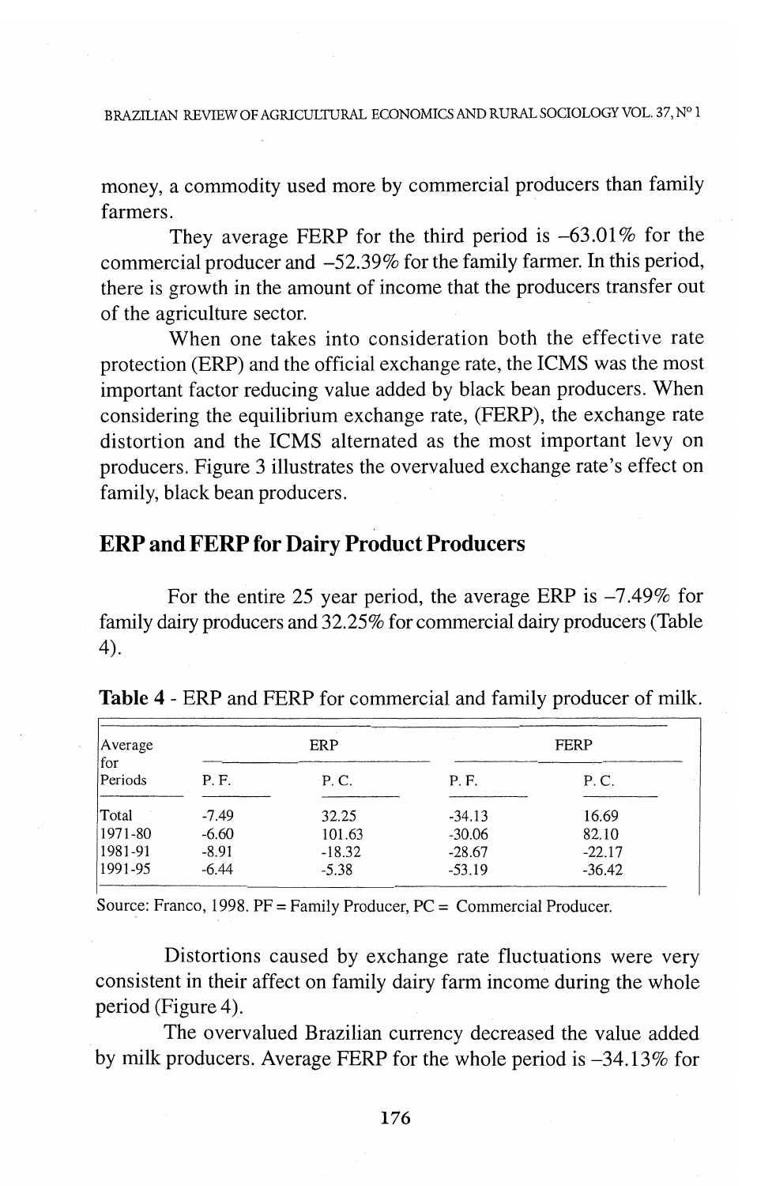money, a commodity used more by commercial producers than family farmers.

They average FERP for the third period is –63.01% for the commercial producer and –52.39% for the family farmer. In this period, there is growth in the amount of income that the producers transfer out of the agriculture sector.

When one takes into consideration both the effective rate protection (ERP) and the official exchange rate, the ICMS was the most important factor reducing value added by black bean producers. When considering the equilibrium exchange rate, (FERP), the exchange rate distortion and the ICMS alternated as the most important levy on producers. Figure 3 illustrates the overvalued exchange rate's effect on family, black bean producers.

## ERP and FERP for Dairy Product Producers

For the entire 25 year period, the average ERP is –7.49% for family dairy producers and 32.25% for commercial dairy producers (Table 4).

**Table 4** - ERP and FERP for commercial and family producer of milk.

| Average for Periods | ERP | | FERP | |
|---|---|---|---|---|
| | P. F. | P. C. | P. F. | P. C. |
| Total | -7.49 | 32.25 | -34.13 | 16.69 |
| 1971-80 | -6.60 | 101.63 | -30.06 | 82.10 |
| 1981-91 | -8.91 | -18.32 | -28.67 | -22.17 |
| 1991-95 | -6.44 | -5.38 | -53.19 | -36.42 |

Source: Franco, 1998. PF = Family Producer, PC = Commercial Producer.

Distortions caused by exchange rate fluctuations were very consistent in their affect on family dairy farm income during the whole period (Figure 4).

The overvalued Brazilian currency decreased the value added by milk producers. Average FERP for the whole period is –34.13% for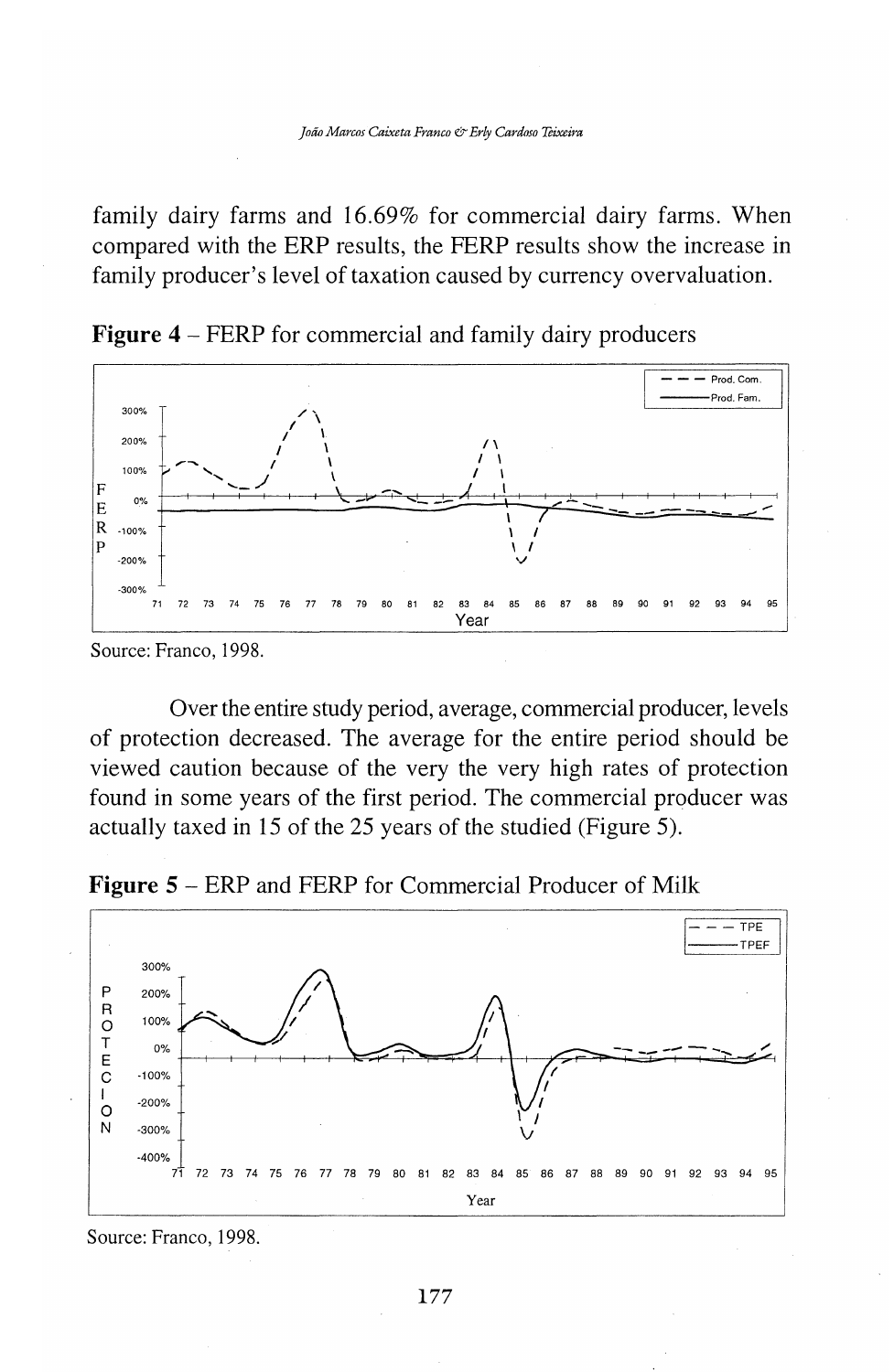family dairy farms and 16.69% for commercial dairy farms. When compared with the ERP results, the FERP results show the increase in family producer's level of taxation caused by currency overvaluation.

**Figure 4** – FERP for commercial and family dairy producers

Source: Franco, 1998.

Over the entire study period, average, commercial producer, levels of protection decreased. The average for the entire period should be viewed caution because of the very the very high rates of protection found in some years of the first period. The commercial producer was actually taxed in 15 of the 25 years of the studied (Figure 5).

**Figure 5** – ERP and FERP for Commercial Producer of Milk

Source: Franco, 1998.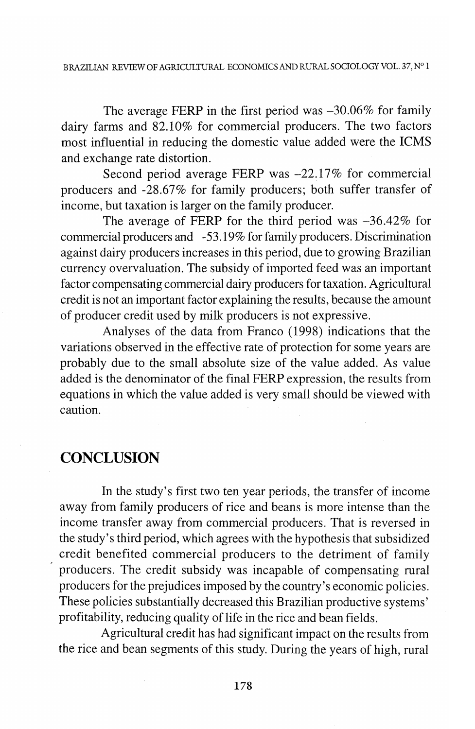The average FERP in the first period was –30.06% for family dairy farms and 82.10% for commercial producers. The two factors most influential in reducing the domestic value added were the ICMS and exchange rate distortion.

Second period average FERP was –22.17% for commercial producers and -28.67% for family producers; both suffer transfer of income, but taxation is larger on the family producer.

The average of FERP for the third period was –36.42% for commercial producers and -53.19% for family producers. Discrimination against dairy producers increases in this period, due to growing Brazilian currency overvaluation. The subsidy of imported feed was an important factor compensating commercial dairy producers for taxation. Agricultural credit is not an important factor explaining the results, because the amount of producer credit used by milk producers is not expressive.

Analyses of the data from Franco (1998) indications that the variations observed in the effective rate of protection for some years are probably due to the small absolute size of the value added. As value added is the denominator of the final FERP expression, the results from equations in which the value added is very small should be viewed with caution.

## CONCLUSION

In the study's first two ten year periods, the transfer of income away from family producers of rice and beans is more intense than the income transfer away from commercial producers. That is reversed in the study's third period, which agrees with the hypothesis that subsidized credit benefited commercial producers to the detriment of family producers. The credit subsidy was incapable of compensating rural producers for the prejudices imposed by the country's economic policies. These policies substantially decreased this Brazilian productive systems' profitability, reducing quality of life in the rice and bean fields.

Agricultural credit has had significant impact on the results from the rice and bean segments of this study. During the years of high, rural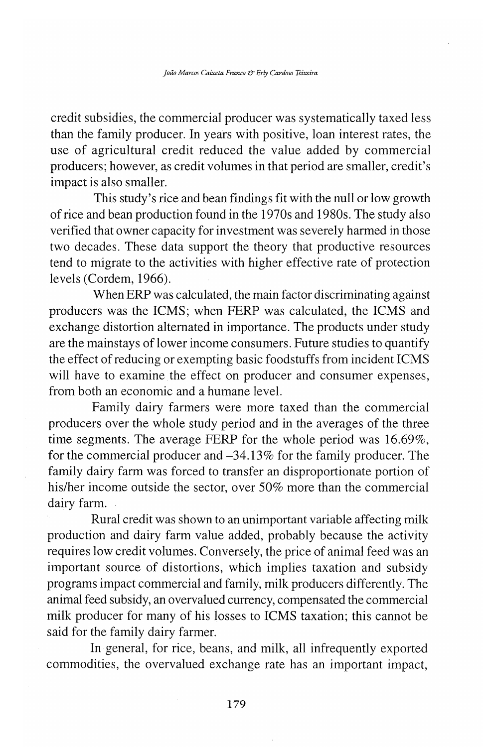credit subsidies, the commercial producer was systematically taxed less than the family producer. In years with positive, loan interest rates, the use of agricultural credit reduced the value added by commercial producers; however, as credit volumes in that period are smaller, credit's impact is also smaller.

This study's rice and bean findings fit with the null or low growth of rice and bean production found in the 1970s and 1980s. The study also verified that owner capacity for investment was severely harmed in those two decades. These data support the theory that productive resources tend to migrate to the activities with higher effective rate of protection levels (Cordem, 1966).

When ERP was calculated, the main factor discriminating against producers was the ICMS; when FERP was calculated, the ICMS and exchange distortion alternated in importance. The products under study are the mainstays of lower income consumers. Future studies to quantify the effect of reducing or exempting basic foodstuffs from incident ICMS will have to examine the effect on producer and consumer expenses, from both an economic and a humane level.

Family dairy farmers were more taxed than the commercial producers over the whole study period and in the averages of the three time segments. The average FERP for the whole period was 16.69%, for the commercial producer and –34.13% for the family producer. The family dairy farm was forced to transfer an disproportionate portion of his/her income outside the sector, over 50% more than the commercial dairy farm.

Rural credit was shown to an unimportant variable affecting milk production and dairy farm value added, probably because the activity requires low credit volumes. Conversely, the price of animal feed was an important source of distortions, which implies taxation and subsidy programs impact commercial and family, milk producers differently. The animal feed subsidy, an overvalued currency, compensated the commercial milk producer for many of his losses to ICMS taxation; this cannot be said for the family dairy farmer.

In general, for rice, beans, and milk, all infrequently exported commodities, the overvalued exchange rate has an important impact,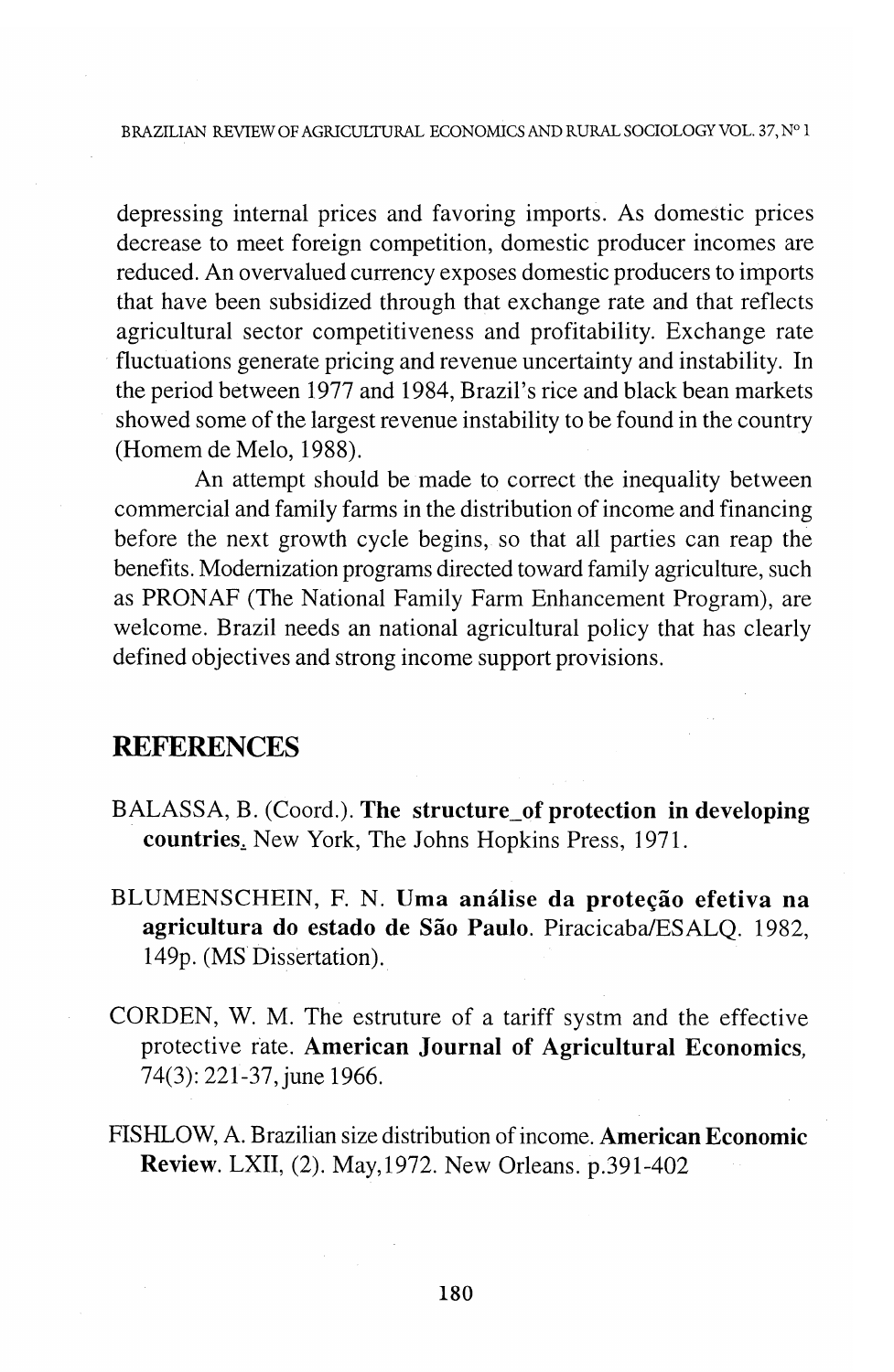depressing internal prices and favoring imports. As domestic prices decrease to meet foreign competition, domestic producer incomes are reduced. An overvalued currency exposes domestic producers to imports that have been subsidized through that exchange rate and that reflects agricultural sector competitiveness and profitability. Exchange rate fluctuations generate pricing and revenue uncertainty and instability. In the period between 1977 and 1984, Brazil's rice and black bean markets showed some of the largest revenue instability to be found in the country (Homem de Melo, 1988).

An attempt should be made to correct the inequality between commercial and family farms in the distribution of income and financing before the next growth cycle begins, so that all parties can reap the benefits. Modernization programs directed toward family agriculture, such as PRONAF (The National Family Farm Enhancement Program), are welcome. Brazil needs an national agricultural policy that has clearly defined objectives and strong income support provisions.

## REFERENCES

BALASSA, B. (Coord.). **The structure_of protection in developing countries.** New York, The Johns Hopkins Press, 1971.

BLUMENSCHEIN, F. N. **Uma análise da proteção efetiva na agricultura do estado de São Paulo**. Piracicaba/ESALQ. 1982, 149p. (MS Dissertation).

CORDEN, W. M. The estruture of a tariff systm and the effective protective rate. **American Journal of Agricultural Economics,** 74(3): 221-37, june 1966.

FISHLOW, A. Brazilian size distribution of income. **American Economic Review**. LXII, (2). May,1972. New Orleans. p.391-402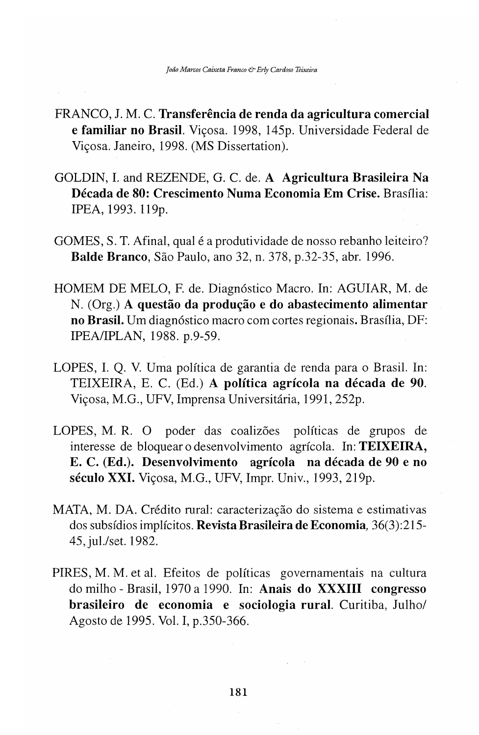FRANCO, J. M. C. **Transferência de renda da agricultura comercial e familiar no Brasil**. Viçosa. 1998, 145p. Universidade Federal de Viçosa. Janeiro, 1998. (MS Dissertation).

GOLDIN, I. and REZENDE, G. C. de. **A Agricultura Brasileira Na Década de 80: Crescimento Numa Economia Em Crise.** Brasília: IPEA, 1993. 119p.

GOMES, S. T. Afinal, qual é a produtividade de nosso rebanho leiteiro? **Balde Branco**, São Paulo, ano 32, n. 378, p.32-35, abr. 1996.

HOMEM DE MELO, F. de. Diagnóstico Macro. In: AGUIAR, M. de N. (Org.) **A questão da produção e do abastecimento alimentar no Brasil.** Um diagnóstico macro com cortes regionais**.** Brasília, DF: IPEA/IPLAN, 1988. p.9-59.

LOPES, I. Q. V. Uma política de garantia de renda para o Brasil. In: TEIXEIRA, E. C. (Ed.) **A política agrícola na década de 90**. Viçosa, M.G., UFV, Imprensa Universitária, 1991, 252p.

LOPES, M. R. O poder das coalizões políticas de grupos de interesse de bloquear o desenvolvimento agrícola. In: **TEIXEIRA, E. C. (Ed.). Desenvolvimento agrícola na década de 90 e no século XXI.** Viçosa, M.G., UFV, Impr. Univ., 1993, 219p.

MATA, M. DA. Crédito rural: caracterização do sistema e estimativas dos subsídios implícitos. **Revista Brasileira de Economia***,* 36(3):215-45, jul./set. 1982.

PIRES, M. M. et al. Efeitos de políticas governamentais na cultura do milho - Brasil, 1970 a 1990. In: **Anais do XXXIII congresso brasileiro de economia e sociologia rural**. Curitiba, Julho/Agosto de 1995. Vol. I, p.350-366.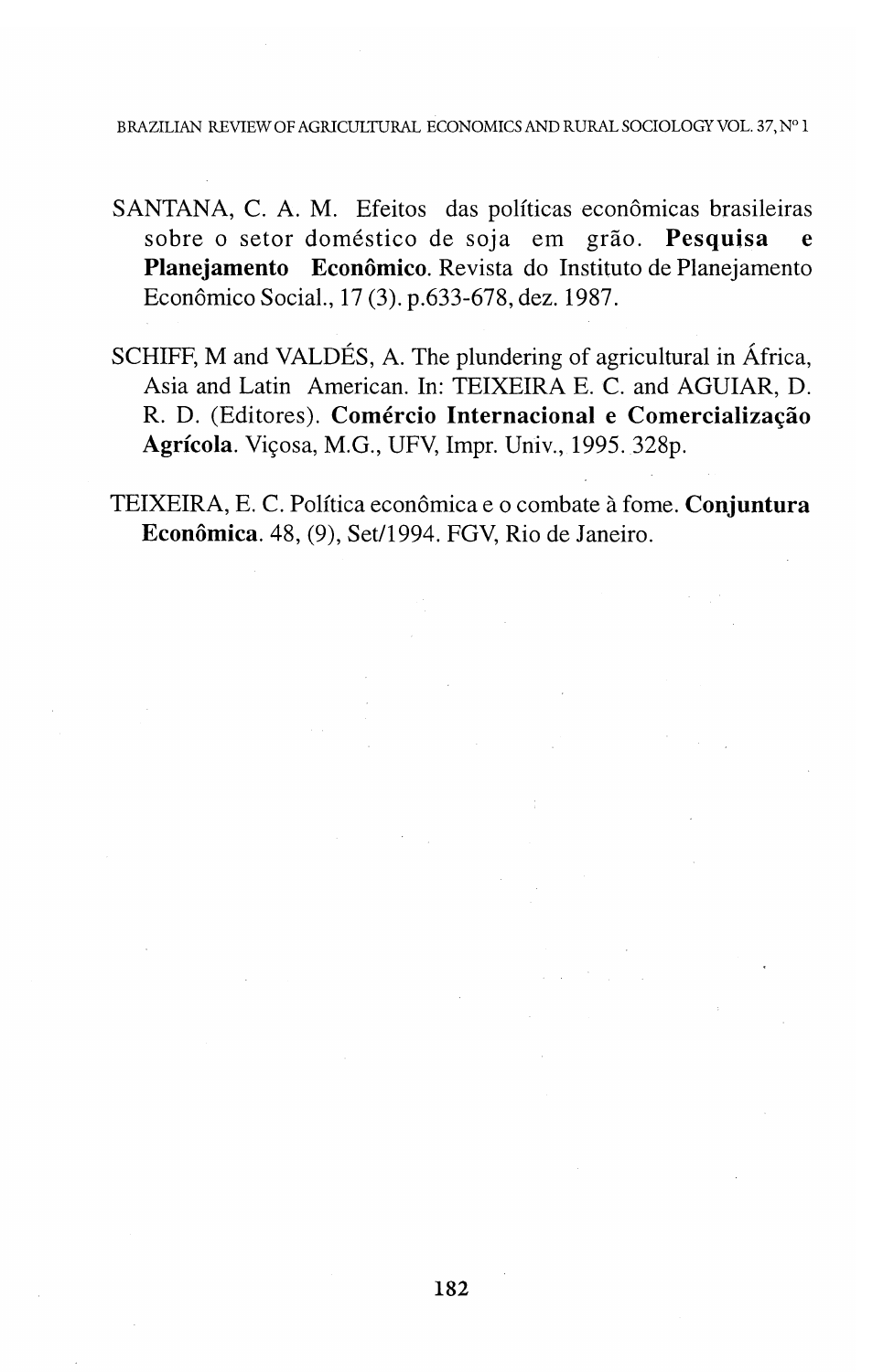SANTANA, C. A. M. Efeitos das políticas econômicas brasileiras sobre o setor doméstico de soja em grão. **Pesquisa e Planejamento Econômico**. Revista do Instituto de Planejamento Econômico Social., 17 (3). p.633-678, dez. 1987.

SCHIFF, M and VALDÉS, A. The plundering of agricultural in África, Asia and Latin American. In: TEIXEIRA E. C. and AGUIAR, D. R. D. (Editores). **Comércio Internacional e Comercialização Agrícola**. Viçosa, M.G., UFV, Impr. Univ., 1995. 328p.

TEIXEIRA, E. C. Política econômica e o combate à fome. **Conjuntura Econômica**. 48, (9), Set/1994. FGV, Rio de Janeiro.